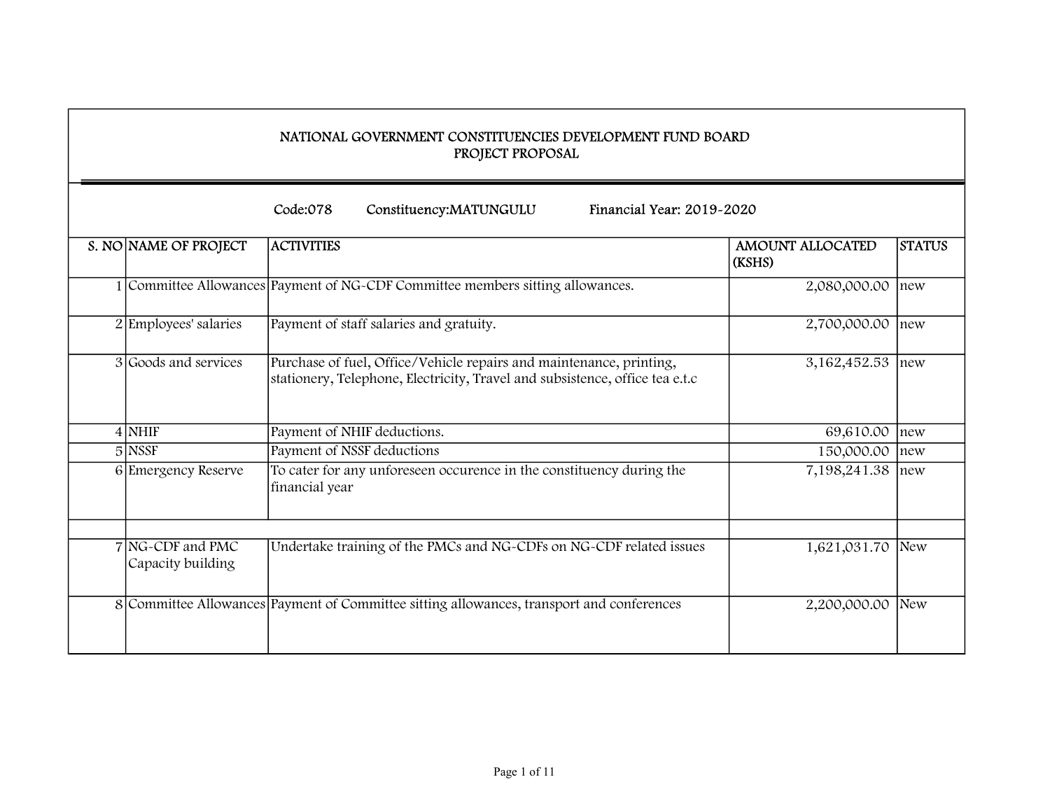# NATIONAL GOVERNMENT CONSTITUENCIES DEVELOPMENT FUND BOARD

## PROJECT PROPOSAL

Code:078 Constituency:MATUNGULU Financial Year: 2019-2020

| S. NO | NAME OF PROJECT | ACTIVITIES | AMOUNT ALLOCATED (KSHS) | STATUS |
|---|---|---|---|---|
| 1 | Committee Allowances | Payment of NG-CDF Committee members sitting allowances. | 2,080,000.00 | new |
| 2 | Employees' salaries | Payment of staff salaries and gratuity. | 2,700,000.00 | new |
| 3 | Goods and services | Purchase of fuel, Office/Vehicle repairs and maintenance, printing, stationery, Telephone, Electricity, Travel and subsistence, office tea e.t.c | 3,162,452.53 | new |
| 4 | NHIF | Payment of NHIF deductions. | 69,610.00 | new |
| 5 | NSSF | Payment of NSSF deductions | 150,000.00 | new |
| 6 | Emergency Reserve | To cater for any unforeseen occurence in the constituency during the financial year | 7,198,241.38 | new |
| | | | | |
| 7 | NG-CDF and PMC Capacity building | Undertake training of the PMCs and NG-CDFs on NG-CDF related issues | 1,621,031.70 | New |
| 8 | Committee Allowances | Payment of Committee sitting allowances, transport and conferences | 2,200,000.00 | New |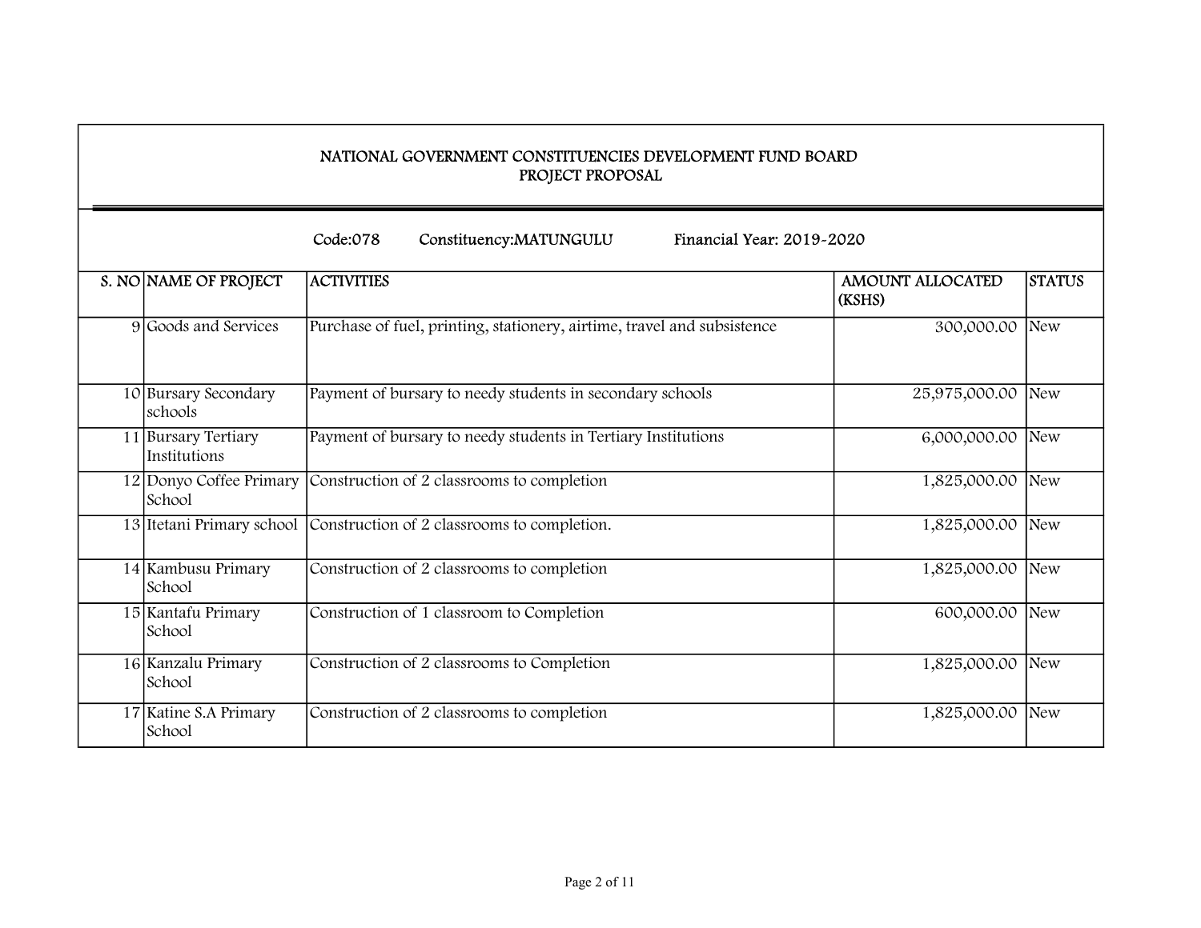NATIONAL GOVERNMENT CONSTITUENCIES DEVELOPMENT FUND BOARD
PROJECT PROPOSAL

Code:078 Constituency:MATUNGULU Financial Year: 2019-2020

| S. NO | NAME OF PROJECT | ACTIVITIES | AMOUNT ALLOCATED (KSHS) | STATUS |
|---|---|---|---|---|
| 9 | Goods and Services | Purchase of fuel, printing, stationery, airtime, travel and subsistence | 300,000.00 | New |
| 10 | Bursary Secondary schools | Payment of bursary to needy students in secondary schools | 25,975,000.00 | New |
| 11 | Bursary Tertiary Institutions | Payment of bursary to needy students in Tertiary Institutions | 6,000,000.00 | New |
| 12 | Donyo Coffee Primary School | Construction of 2 classrooms to completion | 1,825,000.00 | New |
| 13 | Itetani Primary school | Construction of 2 classrooms to completion. | 1,825,000.00 | New |
| 14 | Kambusu Primary School | Construction of 2 classrooms to completion | 1,825,000.00 | New |
| 15 | Kantafu Primary School | Construction of 1 classroom to Completion | 600,000.00 | New |
| 16 | Kanzalu Primary School | Construction of 2 classrooms to Completion | 1,825,000.00 | New |
| 17 | Katine S.A Primary School | Construction of 2 classrooms to completion | 1,825,000.00 | New |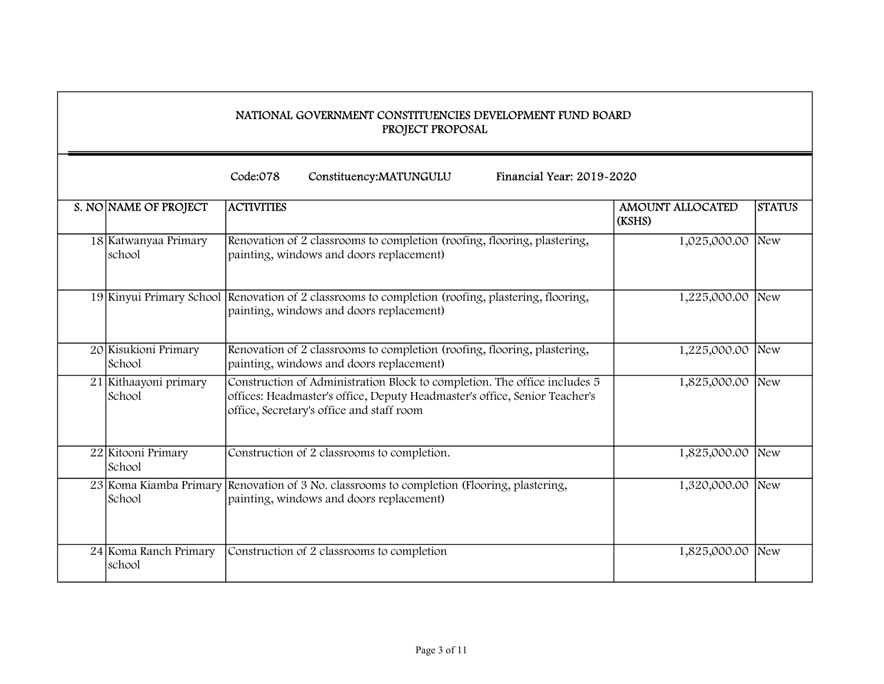## NATIONAL GOVERNMENT CONSTITUENCIES DEVELOPMENT FUND BOARD
## PROJECT PROPOSAL

Code:078 Constituency:MATUNGULU Financial Year: 2019-2020

| S. NO | NAME OF PROJECT | ACTIVITIES | AMOUNT ALLOCATED (KSHS) | STATUS |
|---|---|---|---|---|
| 18 | Katwanyaa Primary school | Renovation of 2 classrooms to completion (roofing, flooring, plastering, painting, windows and doors replacement) | 1,025,000.00 | New |
| 19 | Kinyui Primary School | Renovation of 2 classrooms to completion (roofing, plastering, flooring, painting, windows and doors replacement) | 1,225,000.00 | New |
| 20 | Kisukioni Primary School | Renovation of 2 classrooms to completion (roofing, flooring, plastering, painting, windows and doors replacement) | 1,225,000.00 | New |
| 21 | Kithaayoni primary School | Construction of Administration Block to completion. The office includes 5 offices: Headmaster's office, Deputy Headmaster's office, Senior Teacher's office, Secretary's office and staff room | 1,825,000.00 | New |
| 22 | Kitooni Primary School | Construction of 2 classrooms to completion. | 1,825,000.00 | New |
| 23 | Koma Kiamba Primary School | Renovation of 3 No. classrooms to completion (Flooring, plastering, painting, windows and doors replacement) | 1,320,000.00 | New |
| 24 | Koma Ranch Primary school | Construction of 2 classrooms to completion | 1,825,000.00 | New |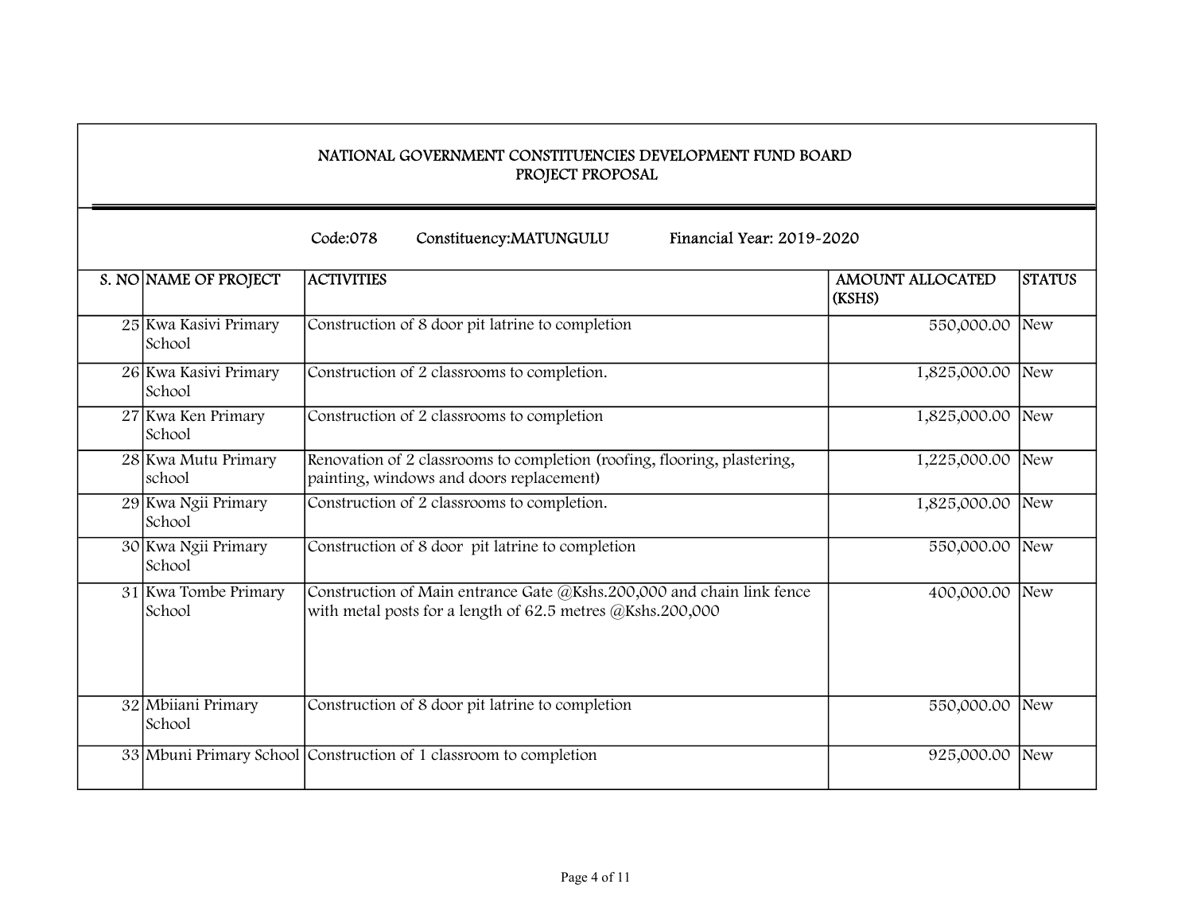**NATIONAL GOVERNMENT CONSTITUENCIES DEVELOPMENT FUND BOARD**
**PROJECT PROPOSAL**

Code:078 Constituency:MATUNGULU Financial Year: 2019-2020

| S. NO | NAME OF PROJECT | ACTIVITIES | AMOUNT ALLOCATED (KSHS) | STATUS |
|---|---|---|---|---|
| 25 | Kwa Kasivi Primary School | Construction of 8 door pit latrine to completion | 550,000.00 | New |
| 26 | Kwa Kasivi Primary School | Construction of 2 classrooms to completion. | 1,825,000.00 | New |
| 27 | Kwa Ken Primary School | Construction of 2 classrooms to completion | 1,825,000.00 | New |
| 28 | Kwa Mutu Primary school | Renovation of 2 classrooms to completion (roofing, flooring, plastering, painting, windows and doors replacement) | 1,225,000.00 | New |
| 29 | Kwa Ngii Primary School | Construction of 2 classrooms to completion. | 1,825,000.00 | New |
| 30 | Kwa Ngii Primary School | Construction of 8 door pit latrine to completion | 550,000.00 | New |
| 31 | Kwa Tombe Primary School | Construction of Main entrance Gate @Kshs.200,000 and chain link fence with metal posts for a length of 62.5 metres @Kshs.200,000 | 400,000.00 | New |
| 32 | Mbiiani Primary School | Construction of 8 door pit latrine to completion | 550,000.00 | New |
| 33 | Mbuni Primary School | Construction of 1 classroom to completion | 925,000.00 | New |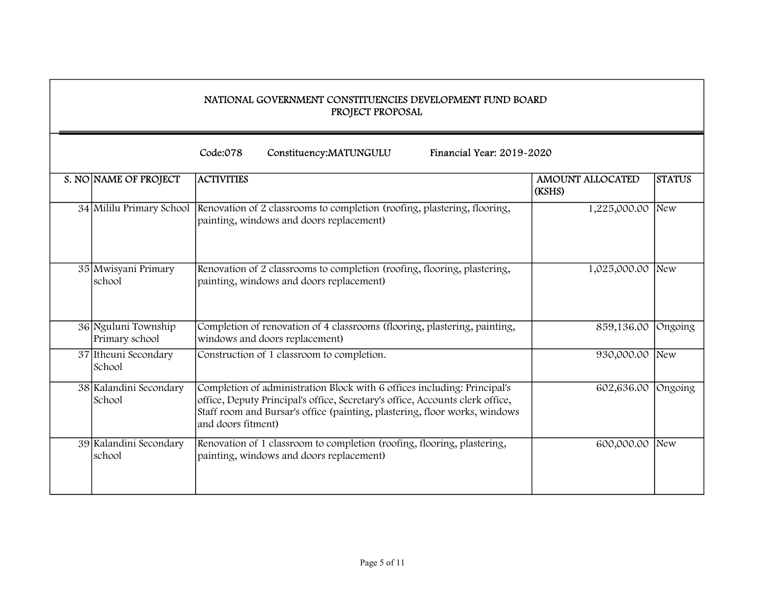**NATIONAL GOVERNMENT CONSTITUENCIES DEVELOPMENT FUND BOARD**
**PROJECT PROPOSAL**

Code:078 Constituency:MATUNGULU Financial Year: 2019-2020

| S. NO | NAME OF PROJECT | ACTIVITIES | AMOUNT ALLOCATED (KSHS) | STATUS |
|---|---|---|---|---|
| 34 | Mililu Primary School | Renovation of 2 classrooms to completion (roofing, plastering, flooring, painting, windows and doors replacement) | 1,225,000.00 | New |
| 35 | Mwisyani Primary school | Renovation of 2 classrooms to completion (roofing, flooring, plastering, painting, windows and doors replacement) | 1,025,000.00 | New |
| 36 | Nguluni Township Primary school | Completion of renovation of 4 classrooms (flooring, plastering, painting, windows and doors replacement) | 859,136.00 | Ongoing |
| 37 | Itheuni Secondary School | Construction of 1 classroom to completion. | 930,000.00 | New |
| 38 | Kalandini Secondary School | Completion of administration Block with 6 offices including: Principal's office, Deputy Principal's office, Secretary's office, Accounts clerk office, Staff room and Bursar's office (painting, plastering, floor works, windows and doors fitment) | 602,636.00 | Ongoing |
| 39 | Kalandini Secondary school | Renovation of 1 classroom to completion (roofing, flooring, plastering, painting, windows and doors replacement) | 600,000.00 | New |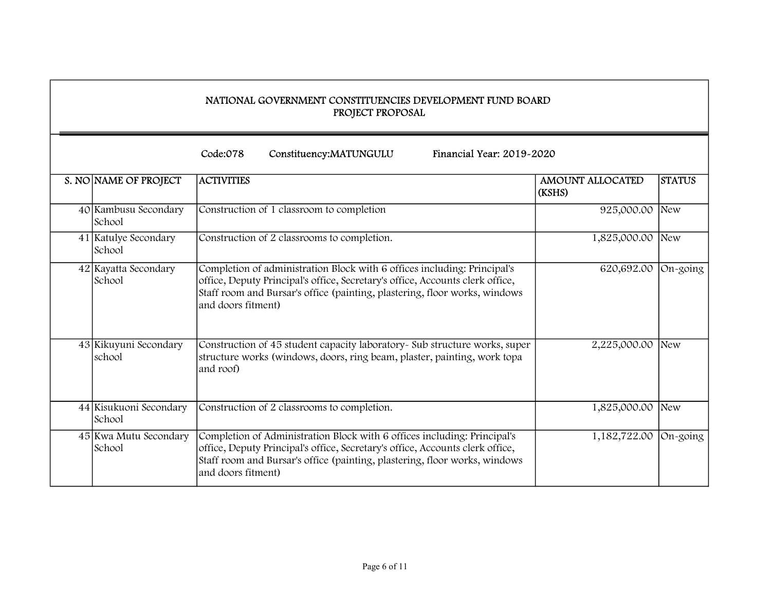## NATIONAL GOVERNMENT CONSTITUENCIES DEVELOPMENT FUND BOARD
## PROJECT PROPOSAL

Code:078 Constituency:MATUNGULU Financial Year: 2019-2020

| S. NO | NAME OF PROJECT | ACTIVITIES | AMOUNT ALLOCATED (KSHS) | STATUS |
|---|---|---|---|---|
| 40 | Kambusu Secondary School | Construction of 1 classroom to completion | 925,000.00 | New |
| 41 | Katulye Secondary School | Construction of 2 classrooms to completion. | 1,825,000.00 | New |
| 42 | Kayatta Secondary School | Completion of administration Block with 6 offices including: Principal's office, Deputy Principal's office, Secretary's office, Accounts clerk office, Staff room and Bursar's office (painting, plastering, floor works, windows and doors fitment) | 620,692.00 | On-going |
| 43 | Kikuyuni Secondary school | Construction of 45 student capacity laboratory- Sub structure works, super structure works (windows, doors, ring beam, plaster, painting, work topa and roof) | 2,225,000.00 | New |
| 44 | Kisukuoni Secondary School | Construction of 2 classrooms to completion. | 1,825,000.00 | New |
| 45 | Kwa Mutu Secondary School | Completion of Administration Block with 6 offices including: Principal's office, Deputy Principal's office, Secretary's office, Accounts clerk office, Staff room and Bursar's office (painting, plastering, floor works, windows and doors fitment) | 1,182,722.00 | On-going |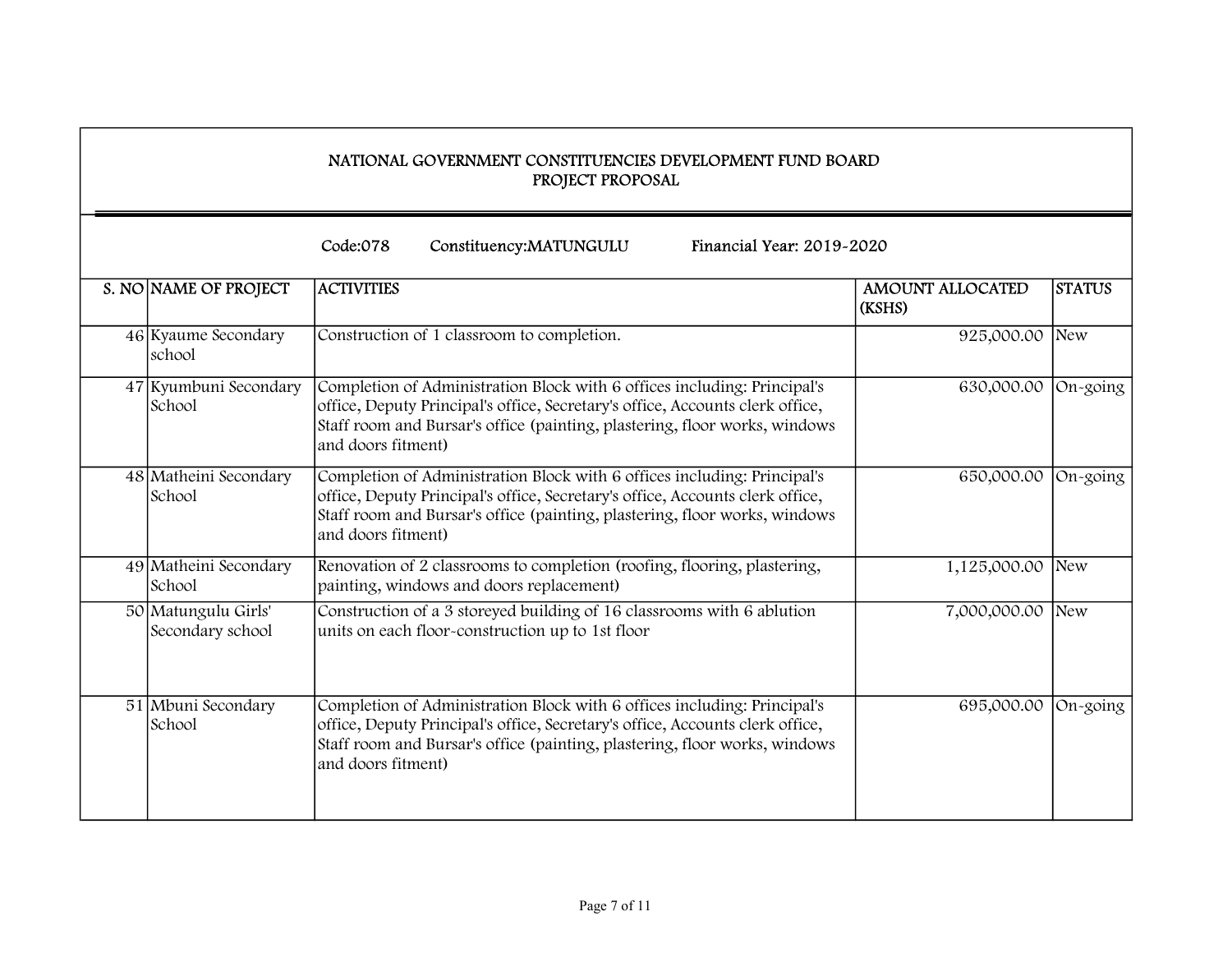**NATIONAL GOVERNMENT CONSTITUENCIES DEVELOPMENT FUND BOARD**
**PROJECT PROPOSAL**

Code:078 Constituency:MATUNGULU Financial Year: 2019-2020

| S. NO | NAME OF PROJECT | ACTIVITIES | AMOUNT ALLOCATED (KSHS) | STATUS |
|---|---|---|---|---|
| 46 | Kyaume Secondary school | Construction of 1 classroom to completion. | 925,000.00 | New |
| 47 | Kyumbuni Secondary School | Completion of Administration Block with 6 offices including: Principal's office, Deputy Principal's office, Secretary's office, Accounts clerk office, Staff room and Bursar's office (painting, plastering, floor works, windows and doors fitment) | 630,000.00 | On-going |
| 48 | Matheini Secondary School | Completion of Administration Block with 6 offices including: Principal's office, Deputy Principal's office, Secretary's office, Accounts clerk office, Staff room and Bursar's office (painting, plastering, floor works, windows and doors fitment) | 650,000.00 | On-going |
| 49 | Matheini Secondary School | Renovation of 2 classrooms to completion (roofing, flooring, plastering, painting, windows and doors replacement) | 1,125,000.00 | New |
| 50 | Matungulu Girls' Secondary school | Construction of a 3 storeyed building of 16 classrooms with 6 ablution units on each floor-construction up to 1st floor | 7,000,000.00 | New |
| 51 | Mbuni Secondary School | Completion of Administration Block with 6 offices including: Principal's office, Deputy Principal's office, Secretary's office, Accounts clerk office, Staff room and Bursar's office (painting, plastering, floor works, windows and doors fitment) | 695,000.00 | On-going |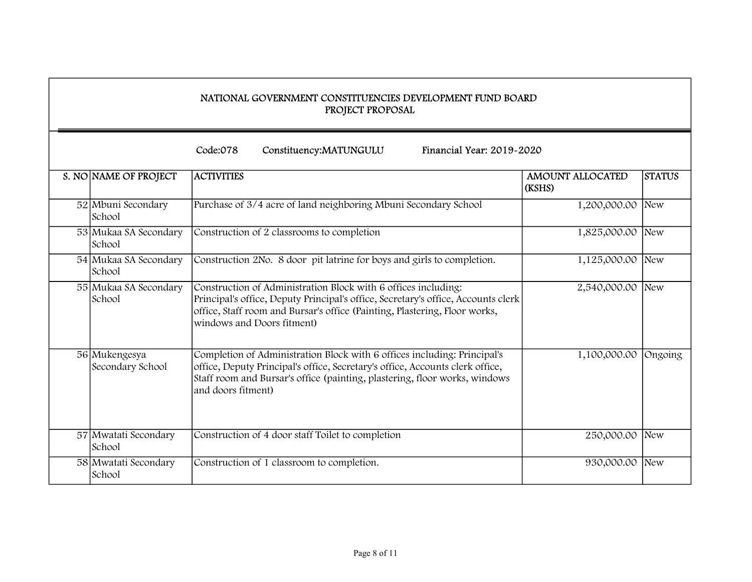## NATIONAL GOVERNMENT CONSTITUENCIES DEVELOPMENT FUND BOARD
## PROJECT PROPOSAL

Code:078 Constituency:MATUNGULU Financial Year: 2019-2020

| S. NO | NAME OF PROJECT | ACTIVITIES | AMOUNT ALLOCATED (KSHS) | STATUS |
|---|---|---|---|---|
| 52 | Mbuni Secondary School | Purchase of 3/4 acre of land neighboring Mbuni Secondary School | 1,200,000.00 | New |
| 53 | Mukaa SA Secondary School | Construction of 2 classrooms to completion | 1,825,000.00 | New |
| 54 | Mukaa SA Secondary School | Construction 2No. 8 door pit latrine for boys and girls to completion. | 1,125,000.00 | New |
| 55 | Mukaa SA Secondary School | Construction of Administration Block with 6 offices including: Principal's office, Deputy Principal's office, Secretary's office, Accounts clerk office, Staff room and Bursar's office (Painting, Plastering, Floor works, windows and Doors fitment) | 2,540,000.00 | New |
| 56 | Mukengesya Secondary School | Completion of Administration Block with 6 offices including: Principal's office, Deputy Principal's office, Secretary's office, Accounts clerk office, Staff room and Bursar's office (painting, plastering, floor works, windows and doors fitment) | 1,100,000.00 | Ongoing |
| 57 | Mwatati Secondary School | Construction of 4 door staff Toilet to completion | 250,000.00 | New |
| 58 | Mwatati Secondary School | Construction of 1 classroom to completion. | 930,000.00 | New |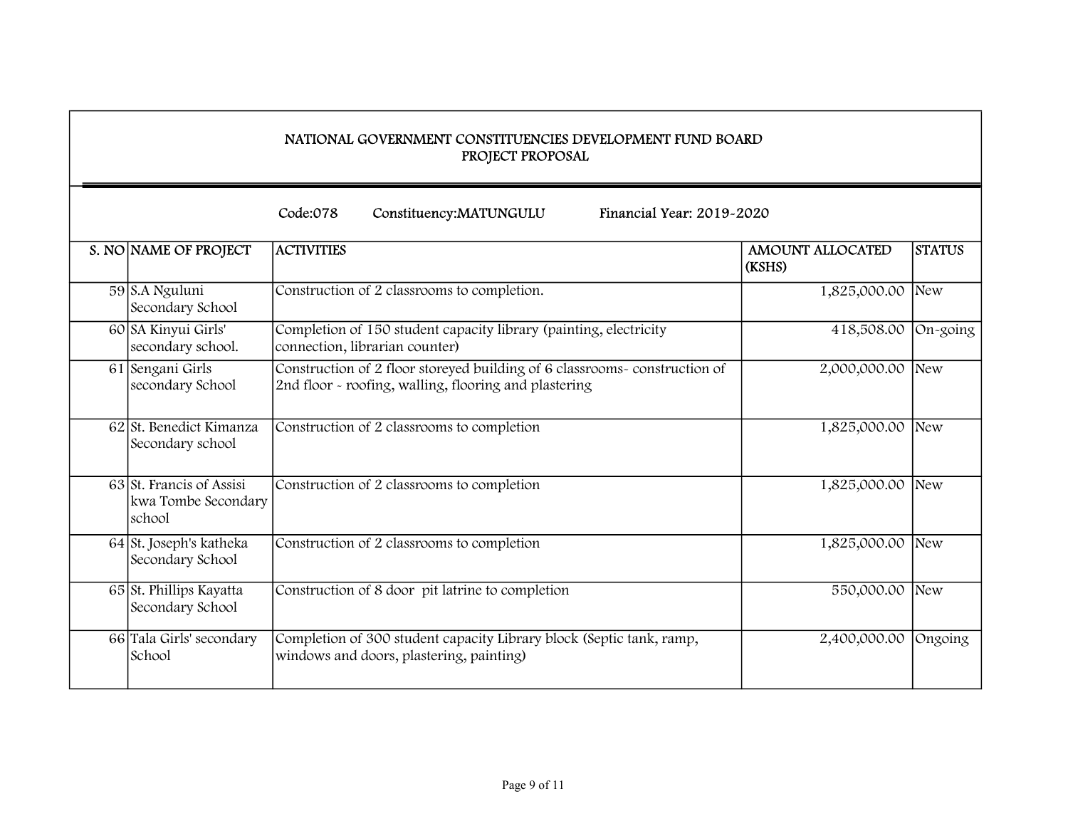# NATIONAL GOVERNMENT CONSTITUENCIES DEVELOPMENT FUND BOARD
## PROJECT PROPOSAL

Code:078 Constituency:MATUNGULU Financial Year: 2019-2020

| S. NO | NAME OF PROJECT | ACTIVITIES | AMOUNT ALLOCATED (KSHS) | STATUS |
|---|---|---|---|---|
| 59 | S.A Nguluni Secondary School | Construction of 2 classrooms to completion. | 1,825,000.00 | New |
| 60 | SA Kinyui Girls' secondary school. | Completion of 150 student capacity library (painting, electricity connection, librarian counter) | 418,508.00 | On-going |
| 61 | Sengani Girls secondary School | Construction of 2 floor storeyed building of 6 classrooms- construction of 2nd floor - roofing, walling, flooring and plastering | 2,000,000.00 | New |
| 62 | St. Benedict Kimanza Secondary school | Construction of 2 classrooms to completion | 1,825,000.00 | New |
| 63 | St. Francis of Assisi kwa Tombe Secondary school | Construction of 2 classrooms to completion | 1,825,000.00 | New |
| 64 | St. Joseph's katheka Secondary School | Construction of 2 classrooms to completion | 1,825,000.00 | New |
| 65 | St. Phillips Kayatta Secondary School | Construction of 8 door pit latrine to completion | 550,000.00 | New |
| 66 | Tala Girls' secondary School | Completion of 300 student capacity Library block (Septic tank, ramp, windows and doors, plastering, painting) | 2,400,000.00 | Ongoing |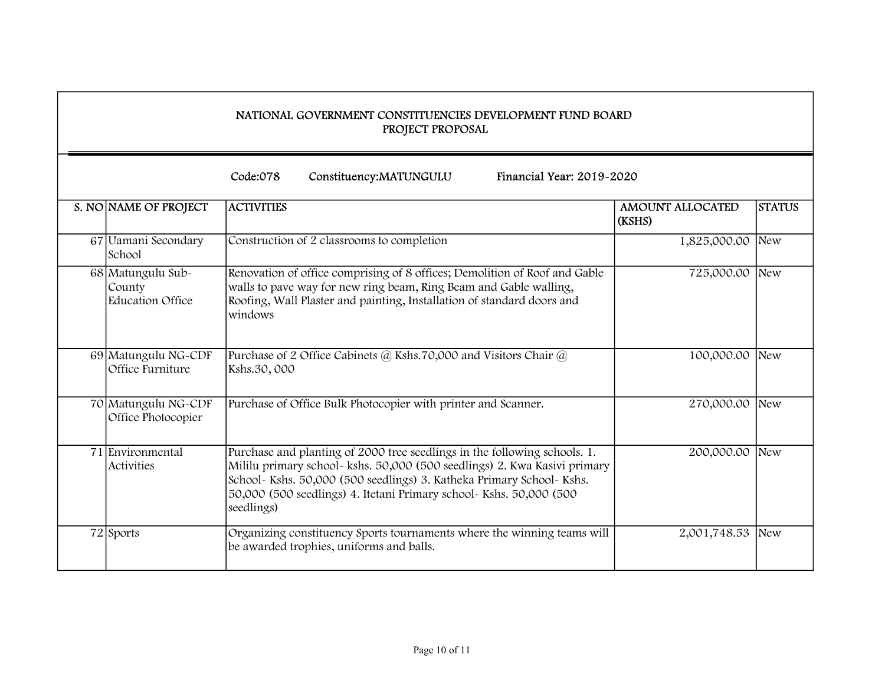## NATIONAL GOVERNMENT CONSTITUENCIES DEVELOPMENT FUND BOARD
## PROJECT PROPOSAL

Code:078 Constituency:MATUNGULU Financial Year: 2019-2020

| S. NO | NAME OF PROJECT | ACTIVITIES | AMOUNT ALLOCATED (KSHS) | STATUS |
|---|---|---|---|---|
| 67 | Uamani Secondary School | Construction of 2 classrooms to completion | 1,825,000.00 | New |
| 68 | Matungulu Sub-County Education Office | Renovation of office comprising of 8 offices; Demolition of Roof and Gable walls to pave way for new ring beam, Ring Beam and Gable walling, Roofing, Wall Plaster and painting, Installation of standard doors and windows | 725,000.00 | New |
| 69 | Matungulu NG-CDF Office Furniture | Purchase of 2 Office Cabinets @ Kshs.70,000 and Visitors Chair @ Kshs.30, 000 | 100,000.00 | New |
| 70 | Matungulu NG-CDF Office Photocopier | Purchase of Office Bulk Photocopier with printer and Scanner. | 270,000.00 | New |
| 71 | Environmental Activities | Purchase and planting of 2000 tree seedlings in the following schools. 1. Mililu primary school- kshs. 50,000 (500 seedlings) 2. Kwa Kasivi primary School- Kshs. 50,000 (500 seedlings) 3. Katheka Primary School- Kshs. 50,000 (500 seedlings) 4. Itetani Primary school- Kshs. 50,000 (500 seedlings) | 200,000.00 | New |
| 72 | Sports | Organizing constituency Sports tournaments where the winning teams will be awarded trophies, uniforms and balls. | 2,001,748.53 | New |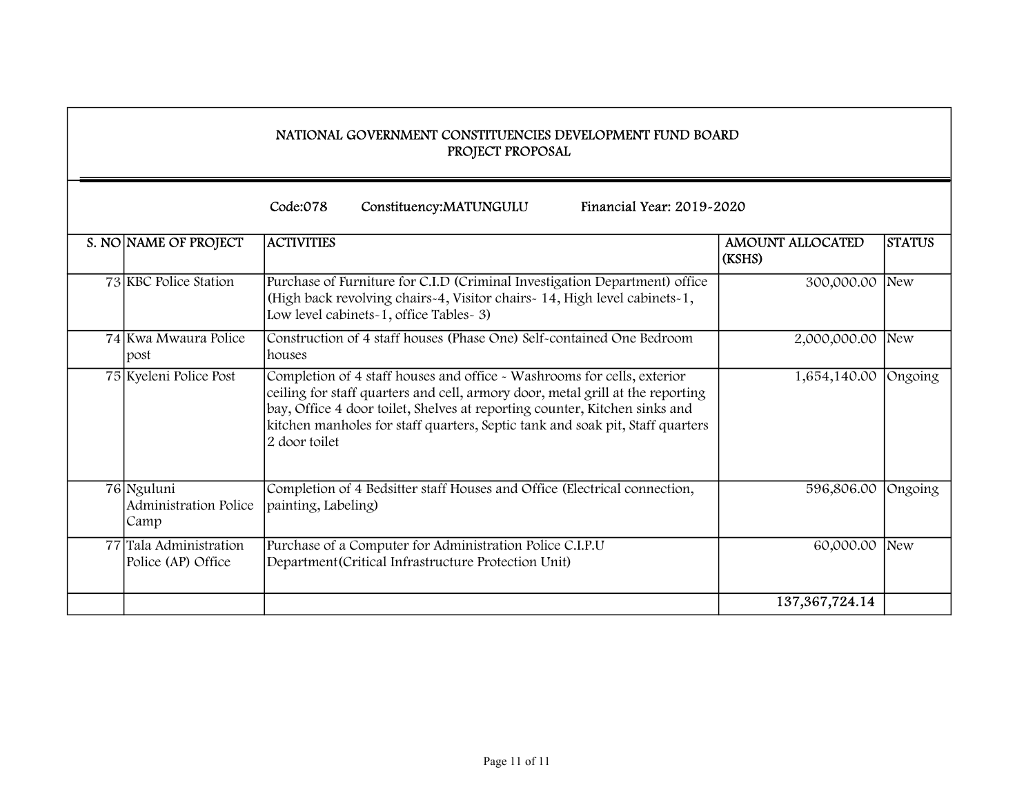## NATIONAL GOVERNMENT CONSTITUENCIES DEVELOPMENT FUND BOARD
## PROJECT PROPOSAL

Code:078 Constituency:MATUNGULU Financial Year: 2019-2020

| S. NO | NAME OF PROJECT | ACTIVITIES | AMOUNT ALLOCATED (KSHS) | STATUS |
|---|---|---|---|---|
| 73 | KBC Police Station | Purchase of Furniture for C.I.D (Criminal Investigation Department) office (High back revolving chairs-4, Visitor chairs- 14, High level cabinets-1, Low level cabinets-1, office Tables- 3) | 300,000.00 | New |
| 74 | Kwa Mwaura Police post | Construction of 4 staff houses (Phase One) Self-contained One Bedroom houses | 2,000,000.00 | New |
| 75 | Kyeleni Police Post | Completion of 4 staff houses and office - Washrooms for cells, exterior ceiling for staff quarters and cell, armory door, metal grill at the reporting bay, Office 4 door toilet, Shelves at reporting counter, Kitchen sinks and kitchen manholes for staff quarters, Septic tank and soak pit, Staff quarters 2 door toilet | 1,654,140.00 | Ongoing |
| 76 | Nguluni Administration Police Camp | Completion of 4 Bedsitter staff Houses and Office (Electrical connection, painting, Labeling) | 596,806.00 | Ongoing |
| 77 | Tala Administration Police (AP) Office | Purchase of a Computer for Administration Police C.I.P.U Department(Critical Infrastructure Protection Unit) | 60,000.00 | New |
| | | | 137,367,724.14 | |